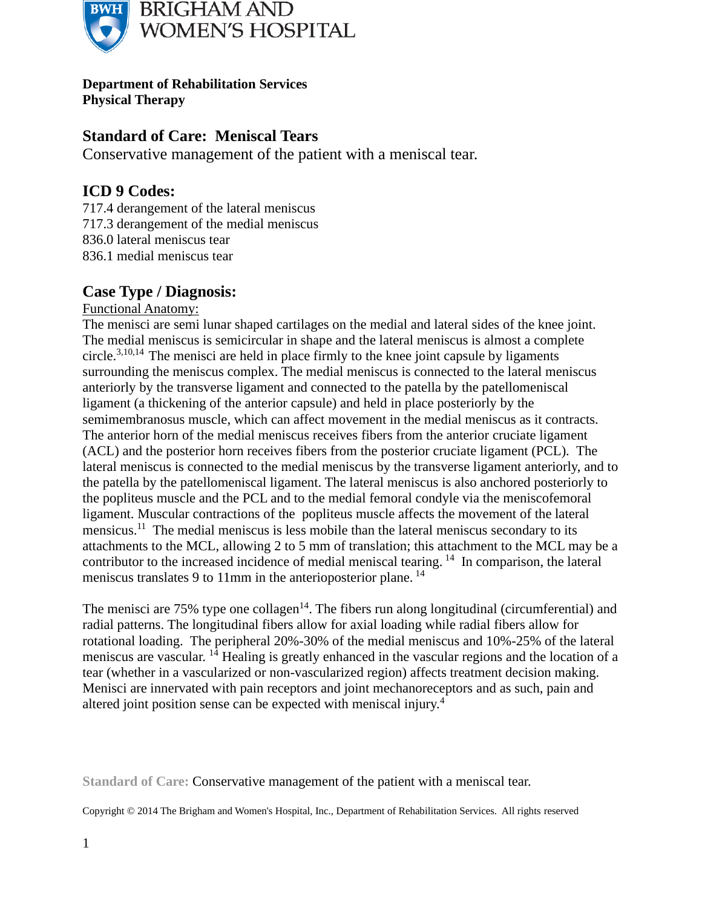BRIGHAM AND WOMEN'S HOSPITAL

**Department of Rehabilitation Services**
**Physical Therapy**

## Standard of Care: Meniscal Tears

Conservative management of the patient with a meniscal tear.

## ICD 9 Codes:

717.4 derangement of the lateral meniscus
717.3 derangement of the medial meniscus
836.0 lateral meniscus tear
836.1 medial meniscus tear

## Case Type / Diagnosis:

Functional Anatomy:

The menisci are semi lunar shaped cartilages on the medial and lateral sides of the knee joint. The medial meniscus is semicircular in shape and the lateral meniscus is almost a complete circle.[3,10,14] The menisci are held in place firmly to the knee joint capsule by ligaments surrounding the meniscus complex. The medial meniscus is connected to the lateral meniscus anteriorly by the transverse ligament and connected to the patella by the patellomeniscal ligament (a thickening of the anterior capsule) and held in place posteriorly by the semimembranosus muscle, which can affect movement in the medial meniscus as it contracts. The anterior horn of the medial meniscus receives fibers from the anterior cruciate ligament (ACL) and the posterior horn receives fibers from the posterior cruciate ligament (PCL). The lateral meniscus is connected to the medial meniscus by the transverse ligament anteriorly, and to the patella by the patellomeniscal ligament. The lateral meniscus is also anchored posteriorly to the popliteus muscle and the PCL and to the medial femoral condyle via the meniscofemoral ligament. Muscular contractions of the popliteus muscle affects the movement of the lateral mensicus.[11] The medial meniscus is less mobile than the lateral meniscus secondary to its attachments to the MCL, allowing 2 to 5 mm of translation; this attachment to the MCL may be a contributor to the increased incidence of medial meniscal tearing. [14] In comparison, the lateral meniscus translates 9 to 11mm in the anterioposterior plane. [14]

The menisci are 75% type one collagen[14]. The fibers run along longitudinal (circumferential) and radial patterns. The longitudinal fibers allow for axial loading while radial fibers allow for rotational loading. The peripheral 20%-30% of the medial meniscus and 10%-25% of the lateral meniscus are vascular. [14] Healing is greatly enhanced in the vascular regions and the location of a tear (whether in a vascularized or non-vascularized region) affects treatment decision making. Menisci are innervated with pain receptors and joint mechanoreceptors and as such, pain and altered joint position sense can be expected with meniscal injury.[4]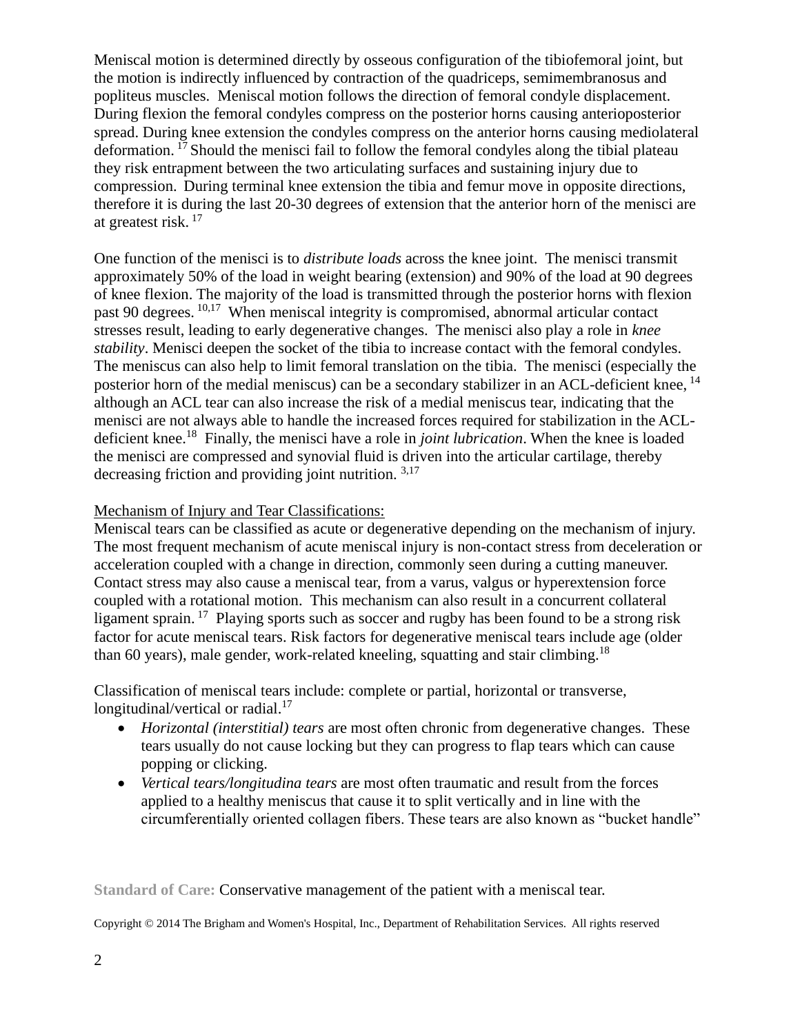Meniscal motion is determined directly by osseous configuration of the tibiofemoral joint, but the motion is indirectly influenced by contraction of the quadriceps, semimembranosus and popliteus muscles. Meniscal motion follows the direction of femoral condyle displacement. During flexion the femoral condyles compress on the posterior horns causing anterioposterior spread. During knee extension the condyles compress on the anterior horns causing mediolateral deformation. [17] Should the menisci fail to follow the femoral condyles along the tibial plateau they risk entrapment between the two articulating surfaces and sustaining injury due to compression. During terminal knee extension the tibia and femur move in opposite directions, therefore it is during the last 20-30 degrees of extension that the anterior horn of the menisci are at greatest risk. [17]

One function of the menisci is to *distribute loads* across the knee joint. The menisci transmit approximately 50% of the load in weight bearing (extension) and 90% of the load at 90 degrees of knee flexion. The majority of the load is transmitted through the posterior horns with flexion past 90 degrees. [10,17] When meniscal integrity is compromised, abnormal articular contact stresses result, leading to early degenerative changes. The menisci also play a role in *knee stability*. Menisci deepen the socket of the tibia to increase contact with the femoral condyles. The meniscus can also help to limit femoral translation on the tibia. The menisci (especially the posterior horn of the medial meniscus) can be a secondary stabilizer in an ACL-deficient knee, [14] although an ACL tear can also increase the risk of a medial meniscus tear, indicating that the menisci are not always able to handle the increased forces required for stabilization in the ACL-deficient knee.[18] Finally, the menisci have a role in *joint lubrication*. When the knee is loaded the menisci are compressed and synovial fluid is driven into the articular cartilage, thereby decreasing friction and providing joint nutrition. [3,17]

Mechanism of Injury and Tear Classifications:

Meniscal tears can be classified as acute or degenerative depending on the mechanism of injury. The most frequent mechanism of acute meniscal injury is non-contact stress from deceleration or acceleration coupled with a change in direction, commonly seen during a cutting maneuver. Contact stress may also cause a meniscal tear, from a varus, valgus or hyperextension force coupled with a rotational motion. This mechanism can also result in a concurrent collateral ligament sprain. [17] Playing sports such as soccer and rugby has been found to be a strong risk factor for acute meniscal tears. Risk factors for degenerative meniscal tears include age (older than 60 years), male gender, work-related kneeling, squatting and stair climbing.[18]

Classification of meniscal tears include: complete or partial, horizontal or transverse, longitudinal/vertical or radial.[17]

- *Horizontal (interstitial) tears* are most often chronic from degenerative changes. These tears usually do not cause locking but they can progress to flap tears which can cause popping or clicking.
- *Vertical tears/longitudina tears* are most often traumatic and result from the forces applied to a healthy meniscus that cause it to split vertically and in line with the circumferentially oriented collagen fibers. These tears are also known as "bucket handle"

**Standard of Care:** Conservative management of the patient with a meniscal tear.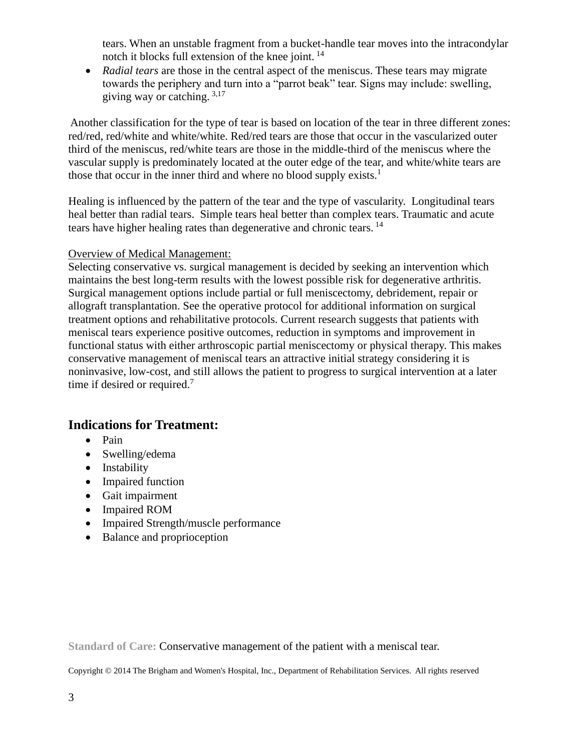tears. When an unstable fragment from a bucket-handle tear moves into the intracondylar notch it blocks full extension of the knee joint. [14]

- *Radial tears* are those in the central aspect of the meniscus. These tears may migrate towards the periphery and turn into a "parrot beak" tear. Signs may include: swelling, giving way or catching. [3,17]

Another classification for the type of tear is based on location of the tear in three different zones: red/red, red/white and white/white. Red/red tears are those that occur in the vascularized outer third of the meniscus, red/white tears are those in the middle-third of the meniscus where the vascular supply is predominately located at the outer edge of the tear, and white/white tears are those that occur in the inner third and where no blood supply exists.[1]

Healing is influenced by the pattern of the tear and the type of vascularity. Longitudinal tears heal better than radial tears. Simple tears heal better than complex tears. Traumatic and acute tears have higher healing rates than degenerative and chronic tears. [14]

Overview of Medical Management:
Selecting conservative vs. surgical management is decided by seeking an intervention which maintains the best long-term results with the lowest possible risk for degenerative arthritis. Surgical management options include partial or full meniscectomy, debridement, repair or allograft transplantation. See the operative protocol for additional information on surgical treatment options and rehabilitative protocols. Current research suggests that patients with meniscal tears experience positive outcomes, reduction in symptoms and improvement in functional status with either arthroscopic partial meniscectomy or physical therapy. This makes conservative management of meniscal tears an attractive initial strategy considering it is noninvasive, low-cost, and still allows the patient to progress to surgical intervention at a later time if desired or required.[7]

## Indications for Treatment:

- Pain
- Swelling/edema
- Instability
- Impaired function
- Gait impairment
- Impaired ROM
- Impaired Strength/muscle performance
- Balance and proprioception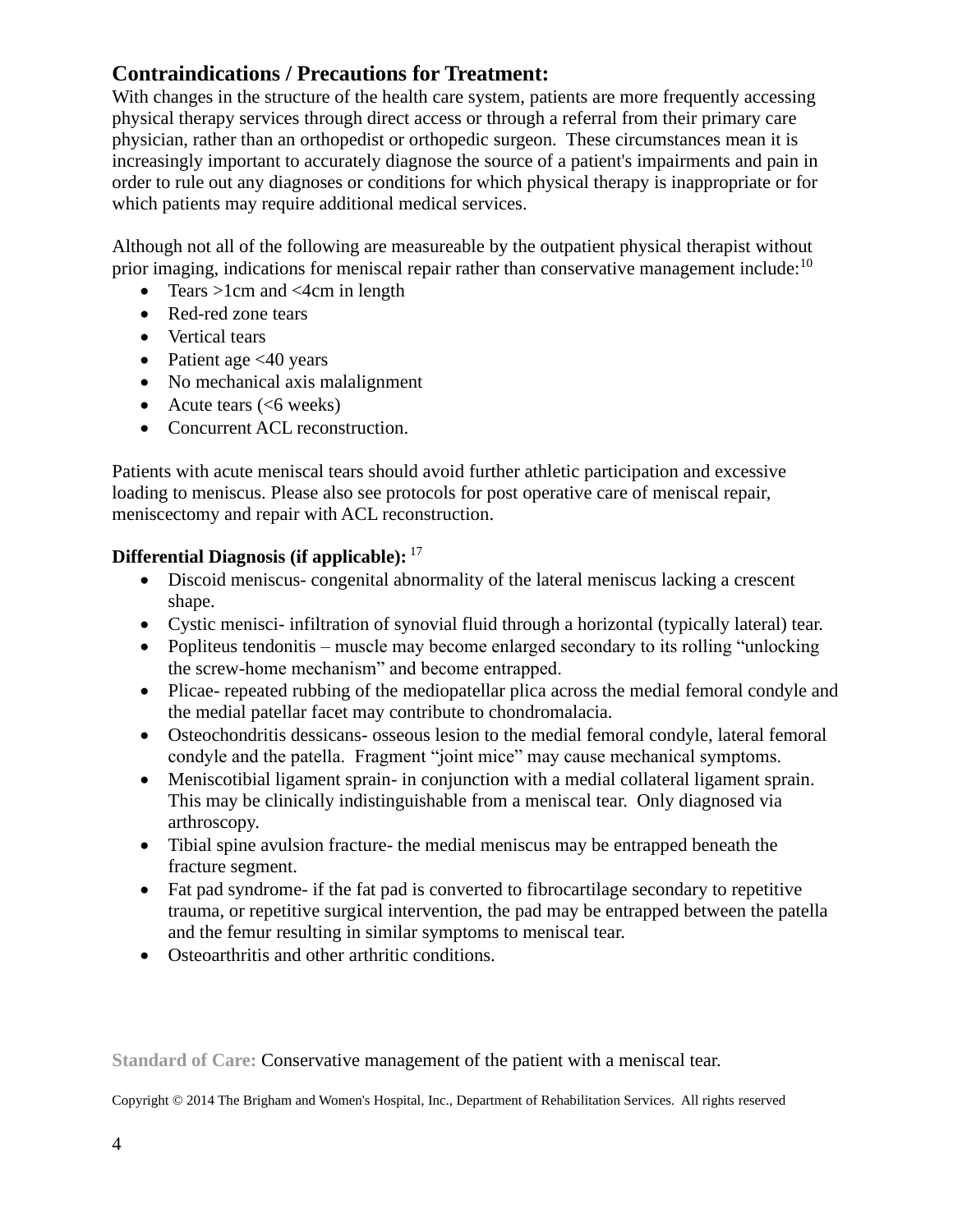## Contraindications / Precautions for Treatment:

With changes in the structure of the health care system, patients are more frequently accessing physical therapy services through direct access or through a referral from their primary care physician, rather than an orthopedist or orthopedic surgeon. These circumstances mean it is increasingly important to accurately diagnose the source of a patient's impairments and pain in order to rule out any diagnoses or conditions for which physical therapy is inappropriate or for which patients may require additional medical services.

Although not all of the following are measureable by the outpatient physical therapist without prior imaging, indications for meniscal repair rather than conservative management include:[10]

- Tears >1cm and <4cm in length
- Red-red zone tears
- Vertical tears
- Patient age <40 years
- No mechanical axis malalignment
- Acute tears (<6 weeks)
- Concurrent ACL reconstruction.

Patients with acute meniscal tears should avoid further athletic participation and excessive loading to meniscus. Please also see protocols for post operative care of meniscal repair, meniscectomy and repair with ACL reconstruction.

**Differential Diagnosis (if applicable):** [17]

- Discoid meniscus- congenital abnormality of the lateral meniscus lacking a crescent shape.
- Cystic menisci- infiltration of synovial fluid through a horizontal (typically lateral) tear.
- Popliteus tendonitis – muscle may become enlarged secondary to its rolling "unlocking the screw-home mechanism" and become entrapped.
- Plicae- repeated rubbing of the mediopatellar plica across the medial femoral condyle and the medial patellar facet may contribute to chondromalacia.
- Osteochondritis dessicans- osseous lesion to the medial femoral condyle, lateral femoral condyle and the patella. Fragment "joint mice" may cause mechanical symptoms.
- Meniscotibial ligament sprain- in conjunction with a medial collateral ligament sprain. This may be clinically indistinguishable from a meniscal tear. Only diagnosed via arthroscopy.
- Tibial spine avulsion fracture- the medial meniscus may be entrapped beneath the fracture segment.
- Fat pad syndrome- if the fat pad is converted to fibrocartilage secondary to repetitive trauma, or repetitive surgical intervention, the pad may be entrapped between the patella and the femur resulting in similar symptoms to meniscal tear.
- Osteoarthritis and other arthritic conditions.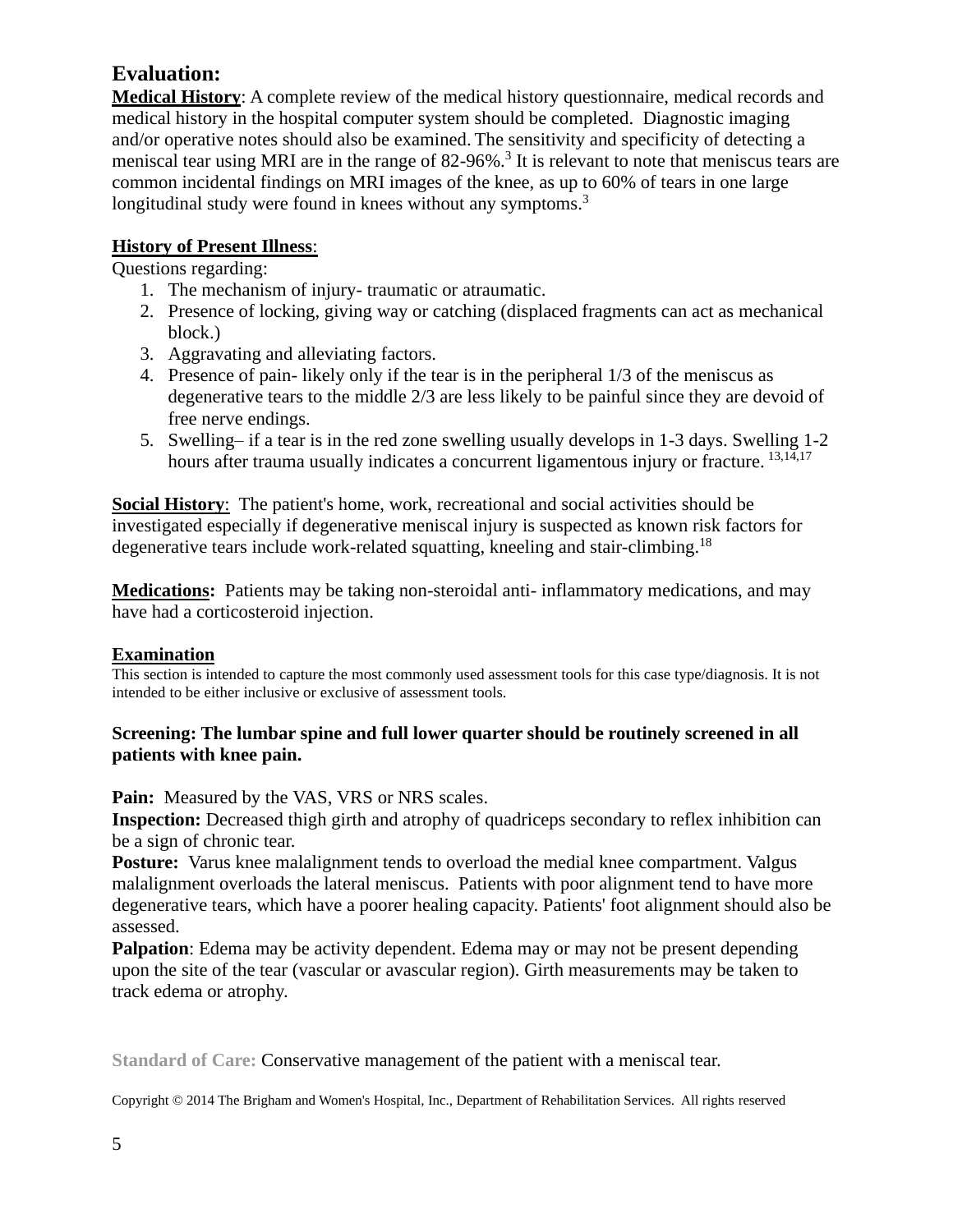## Evaluation:

**Medical History**: A complete review of the medical history questionnaire, medical records and medical history in the hospital computer system should be completed. Diagnostic imaging and/or operative notes should also be examined. The sensitivity and specificity of detecting a meniscal tear using MRI are in the range of 82-96%.[3] It is relevant to note that meniscus tears are common incidental findings on MRI images of the knee, as up to 60% of tears in one large longitudinal study were found in knees without any symptoms.[3]

**History of Present Illness**:

Questions regarding:

1. The mechanism of injury- traumatic or atraumatic.
2. Presence of locking, giving way or catching (displaced fragments can act as mechanical block.)
3. Aggravating and alleviating factors.
4. Presence of pain- likely only if the tear is in the peripheral 1/3 of the meniscus as degenerative tears to the middle 2/3 are less likely to be painful since they are devoid of free nerve endings.
5. Swelling– if a tear is in the red zone swelling usually develops in 1-3 days. Swelling 1-2 hours after trauma usually indicates a concurrent ligamentous injury or fracture.[13,14,17]

**Social History**: The patient's home, work, recreational and social activities should be investigated especially if degenerative meniscal injury is suspected as known risk factors for degenerative tears include work-related squatting, kneeling and stair-climbing.[18]

**Medications:** Patients may be taking non-steroidal anti- inflammatory medications, and may have had a corticosteroid injection.

**Examination**

This section is intended to capture the most commonly used assessment tools for this case type/diagnosis. It is not intended to be either inclusive or exclusive of assessment tools.

**Screening: The lumbar spine and full lower quarter should be routinely screened in all patients with knee pain.**

**Pain:** Measured by the VAS, VRS or NRS scales.

**Inspection:** Decreased thigh girth and atrophy of quadriceps secondary to reflex inhibition can be a sign of chronic tear.

**Posture:** Varus knee malalignment tends to overload the medial knee compartment. Valgus malalignment overloads the lateral meniscus. Patients with poor alignment tend to have more degenerative tears, which have a poorer healing capacity. Patients' foot alignment should also be assessed.

**Palpation**: Edema may be activity dependent. Edema may or may not be present depending upon the site of the tear (vascular or avascular region). Girth measurements may be taken to track edema or atrophy.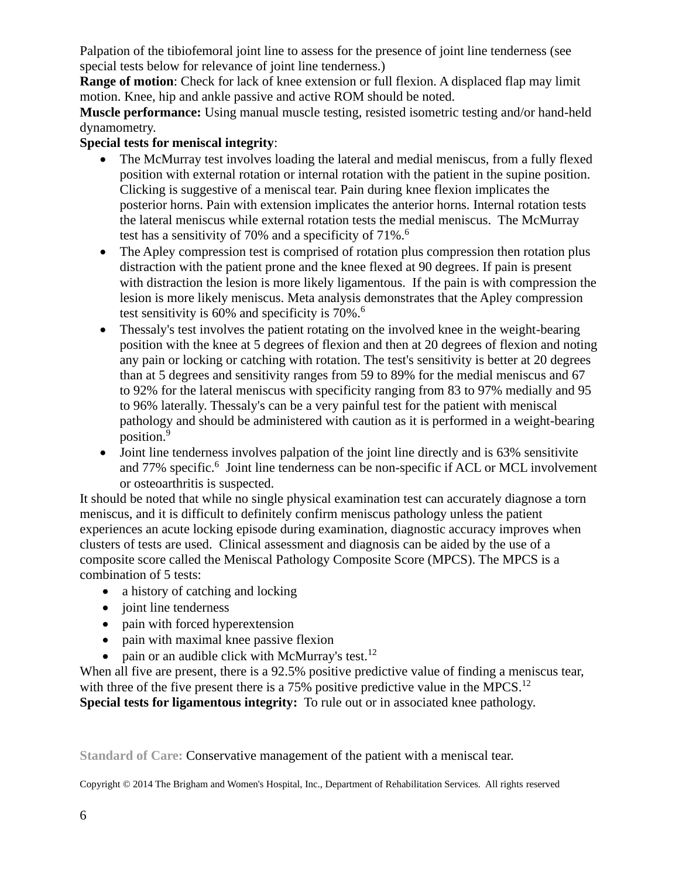Palpation of the tibiofemoral joint line to assess for the presence of joint line tenderness (see special tests below for relevance of joint line tenderness.)

**Range of motion**: Check for lack of knee extension or full flexion. A displaced flap may limit motion. Knee, hip and ankle passive and active ROM should be noted.

**Muscle performance:** Using manual muscle testing, resisted isometric testing and/or hand-held dynamometry.

**Special tests for meniscal integrity**:

- The McMurray test involves loading the lateral and medial meniscus, from a fully flexed position with external rotation or internal rotation with the patient in the supine position. Clicking is suggestive of a meniscal tear. Pain during knee flexion implicates the posterior horns. Pain with extension implicates the anterior horns. Internal rotation tests the lateral meniscus while external rotation tests the medial meniscus. The McMurray test has a sensitivity of 70% and a specificity of 71%.[6]
- The Apley compression test is comprised of rotation plus compression then rotation plus distraction with the patient prone and the knee flexed at 90 degrees. If pain is present with distraction the lesion is more likely ligamentous. If the pain is with compression the lesion is more likely meniscus. Meta analysis demonstrates that the Apley compression test sensitivity is 60% and specificity is 70%.[6]
- Thessaly's test involves the patient rotating on the involved knee in the weight-bearing position with the knee at 5 degrees of flexion and then at 20 degrees of flexion and noting any pain or locking or catching with rotation. The test's sensitivity is better at 20 degrees than at 5 degrees and sensitivity ranges from 59 to 89% for the medial meniscus and 67 to 92% for the lateral meniscus with specificity ranging from 83 to 97% medially and 95 to 96% laterally. Thessaly's can be a very painful test for the patient with meniscal pathology and should be administered with caution as it is performed in a weight-bearing position.[9]
- Joint line tenderness involves palpation of the joint line directly and is 63% sensitivite and 77% specific.[6] Joint line tenderness can be non-specific if ACL or MCL involvement or osteoarthritis is suspected.

It should be noted that while no single physical examination test can accurately diagnose a torn meniscus, and it is difficult to definitely confirm meniscus pathology unless the patient experiences an acute locking episode during examination, diagnostic accuracy improves when clusters of tests are used. Clinical assessment and diagnosis can be aided by the use of a composite score called the Meniscal Pathology Composite Score (MPCS). The MPCS is a combination of 5 tests:

- a history of catching and locking
- joint line tenderness
- pain with forced hyperextension
- pain with maximal knee passive flexion
- pain or an audible click with McMurray's test.[12]

When all five are present, there is a 92.5% positive predictive value of finding a meniscus tear, with three of the five present there is a 75% positive predictive value in the MPCS.[12]

**Special tests for ligamentous integrity:** To rule out or in associated knee pathology.

Standard of Care: Conservative management of the patient with a meniscal tear.

Copyright © 2014 The Brigham and Women's Hospital, Inc., Department of Rehabilitation Services. All rights reserved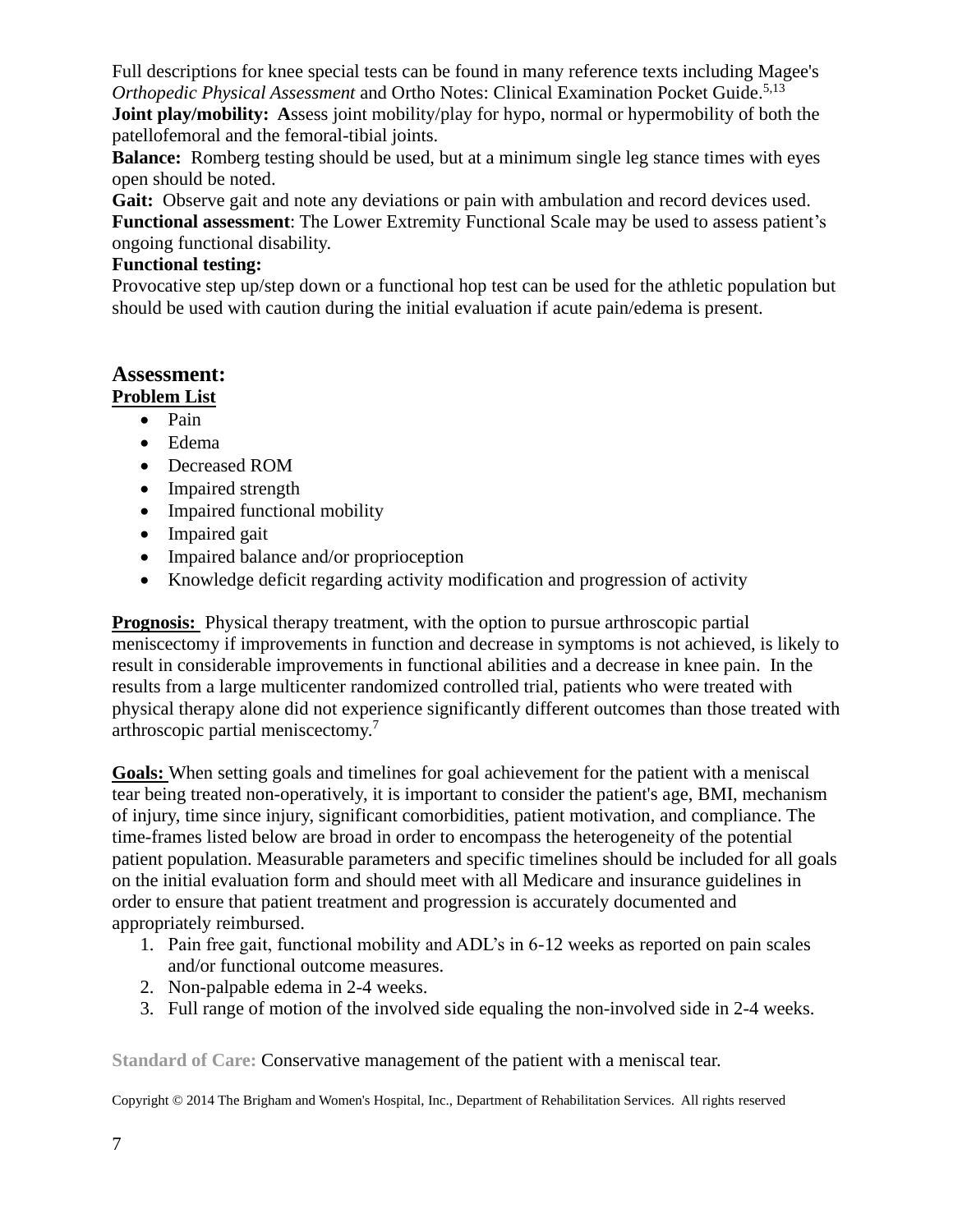Full descriptions for knee special tests can be found in many reference texts including Magee's *Orthopedic Physical Assessment* and Ortho Notes: Clinical Examination Pocket Guide.[5,13]

**Joint play/mobility:** **A**ssess joint mobility/play for hypo, normal or hypermobility of both the patellofemoral and the femoral-tibial joints.

**Balance:** Romberg testing should be used, but at a minimum single leg stance times with eyes open should be noted.

**Gait:** Observe gait and note any deviations or pain with ambulation and record devices used.

**Functional assessment**: The Lower Extremity Functional Scale may be used to assess patient's ongoing functional disability.

**Functional testing:**

Provocative step up/step down or a functional hop test can be used for the athletic population but should be used with caution during the initial evaluation if acute pain/edema is present.

## Assessment:

**Problem List**

- Pain
- Edema
- Decreased ROM
- Impaired strength
- Impaired functional mobility
- Impaired gait
- Impaired balance and/or proprioception
- Knowledge deficit regarding activity modification and progression of activity

**Prognosis:** Physical therapy treatment, with the option to pursue arthroscopic partial meniscectomy if improvements in function and decrease in symptoms is not achieved, is likely to result in considerable improvements in functional abilities and a decrease in knee pain. In the results from a large multicenter randomized controlled trial, patients who were treated with physical therapy alone did not experience significantly different outcomes than those treated with arthroscopic partial meniscectomy.[7]

**Goals:** When setting goals and timelines for goal achievement for the patient with a meniscal tear being treated non-operatively, it is important to consider the patient's age, BMI, mechanism of injury, time since injury, significant comorbidities, patient motivation, and compliance. The time-frames listed below are broad in order to encompass the heterogeneity of the potential patient population. Measurable parameters and specific timelines should be included for all goals on the initial evaluation form and should meet with all Medicare and insurance guidelines in order to ensure that patient treatment and progression is accurately documented and appropriately reimbursed.

1. Pain free gait, functional mobility and ADL's in 6-12 weeks as reported on pain scales and/or functional outcome measures.
2. Non-palpable edema in 2-4 weeks.
3. Full range of motion of the involved side equaling the non-involved side in 2-4 weeks.

**Standard of Care:** Conservative management of the patient with a meniscal tear.

Copyright © 2014 The Brigham and Women's Hospital, Inc., Department of Rehabilitation Services. All rights reserved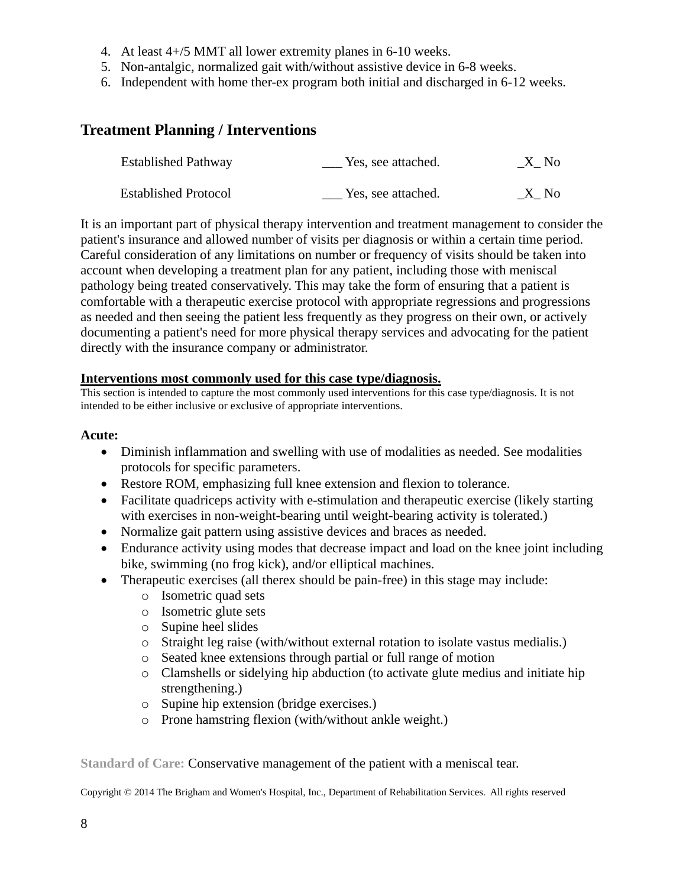4. At least 4+/5 MMT all lower extremity planes in 6-10 weeks.
5. Non-antalgic, normalized gait with/without assistive device in 6-8 weeks.
6. Independent with home ther-ex program both initial and discharged in 6-12 weeks.

## Treatment Planning / Interventions

| | | |
|---|---|---|
| Established Pathway | ___ Yes, see attached. | _X_ No |
| Established Protocol | ___ Yes, see attached. | _X_ No |

It is an important part of physical therapy intervention and treatment management to consider the patient's insurance and allowed number of visits per diagnosis or within a certain time period. Careful consideration of any limitations on number or frequency of visits should be taken into account when developing a treatment plan for any patient, including those with meniscal pathology being treated conservatively. This may take the form of ensuring that a patient is comfortable with a therapeutic exercise protocol with appropriate regressions and progressions as needed and then seeing the patient less frequently as they progress on their own, or actively documenting a patient's need for more physical therapy services and advocating for the patient directly with the insurance company or administrator.

**Interventions most commonly used for this case type/diagnosis.**

This section is intended to capture the most commonly used interventions for this case type/diagnosis. It is not intended to be either inclusive or exclusive of appropriate interventions.

**Acute:**

- Diminish inflammation and swelling with use of modalities as needed. See modalities protocols for specific parameters.
- Restore ROM, emphasizing full knee extension and flexion to tolerance.
- Facilitate quadriceps activity with e-stimulation and therapeutic exercise (likely starting with exercises in non-weight-bearing until weight-bearing activity is tolerated.)
- Normalize gait pattern using assistive devices and braces as needed.
- Endurance activity using modes that decrease impact and load on the knee joint including bike, swimming (no frog kick), and/or elliptical machines.
- Therapeutic exercises (all therex should be pain-free) in this stage may include:
  - Isometric quad sets
  - Isometric glute sets
  - Supine heel slides
  - Straight leg raise (with/without external rotation to isolate vastus medialis.)
  - Seated knee extensions through partial or full range of motion
  - Clamshells or sidelying hip abduction (to activate glute medius and initiate hip strengthening.)
  - Supine hip extension (bridge exercises.)
  - Prone hamstring flexion (with/without ankle weight.)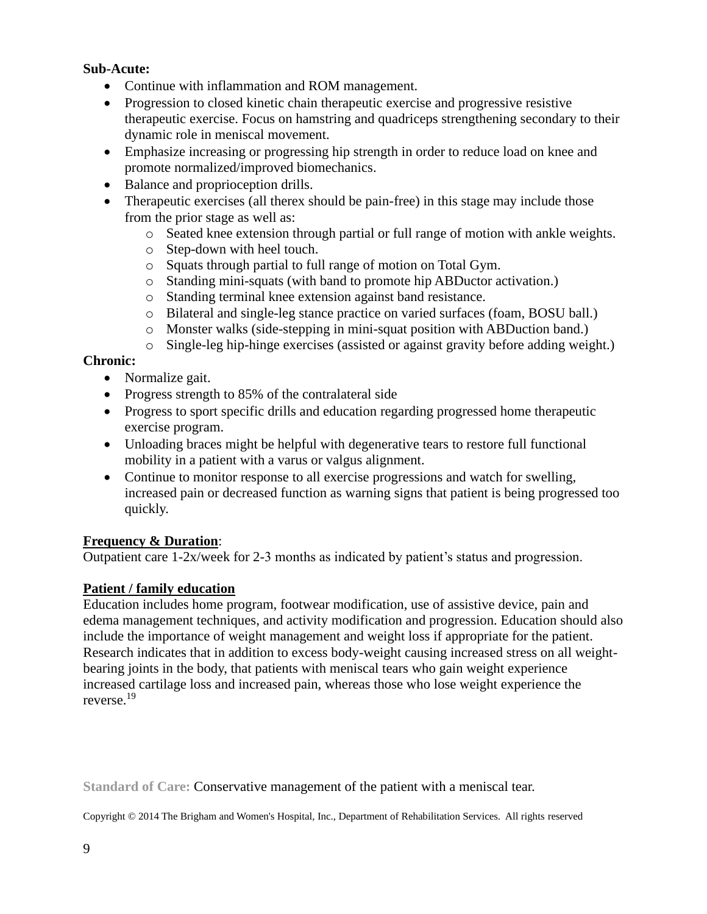**Sub-Acute:**

- Continue with inflammation and ROM management.
- Progression to closed kinetic chain therapeutic exercise and progressive resistive therapeutic exercise. Focus on hamstring and quadriceps strengthening secondary to their dynamic role in meniscal movement.
- Emphasize increasing or progressing hip strength in order to reduce load on knee and promote normalized/improved biomechanics.
- Balance and proprioception drills.
- Therapeutic exercises (all therex should be pain-free) in this stage may include those from the prior stage as well as:
  - Seated knee extension through partial or full range of motion with ankle weights.
  - Step-down with heel touch.
  - Squats through partial to full range of motion on Total Gym.
  - Standing mini-squats (with band to promote hip ABDuctor activation.)
  - Standing terminal knee extension against band resistance.
  - Bilateral and single-leg stance practice on varied surfaces (foam, BOSU ball.)
  - Monster walks (side-stepping in mini-squat position with ABDuction band.)
  - Single-leg hip-hinge exercises (assisted or against gravity before adding weight.)

**Chronic:**

- Normalize gait.
- Progress strength to 85% of the contralateral side
- Progress to sport specific drills and education regarding progressed home therapeutic exercise program.
- Unloading braces might be helpful with degenerative tears to restore full functional mobility in a patient with a varus or valgus alignment.
- Continue to monitor response to all exercise progressions and watch for swelling, increased pain or decreased function as warning signs that patient is being progressed too quickly.

**Frequency & Duration**:

Outpatient care 1-2x/week for 2-3 months as indicated by patient's status and progression.

**Patient / family education**

Education includes home program, footwear modification, use of assistive device, pain and edema management techniques, and activity modification and progression. Education should also include the importance of weight management and weight loss if appropriate for the patient. Research indicates that in addition to excess body-weight causing increased stress on all weight-bearing joints in the body, that patients with meniscal tears who gain weight experience increased cartilage loss and increased pain, whereas those who lose weight experience the reverse.[19]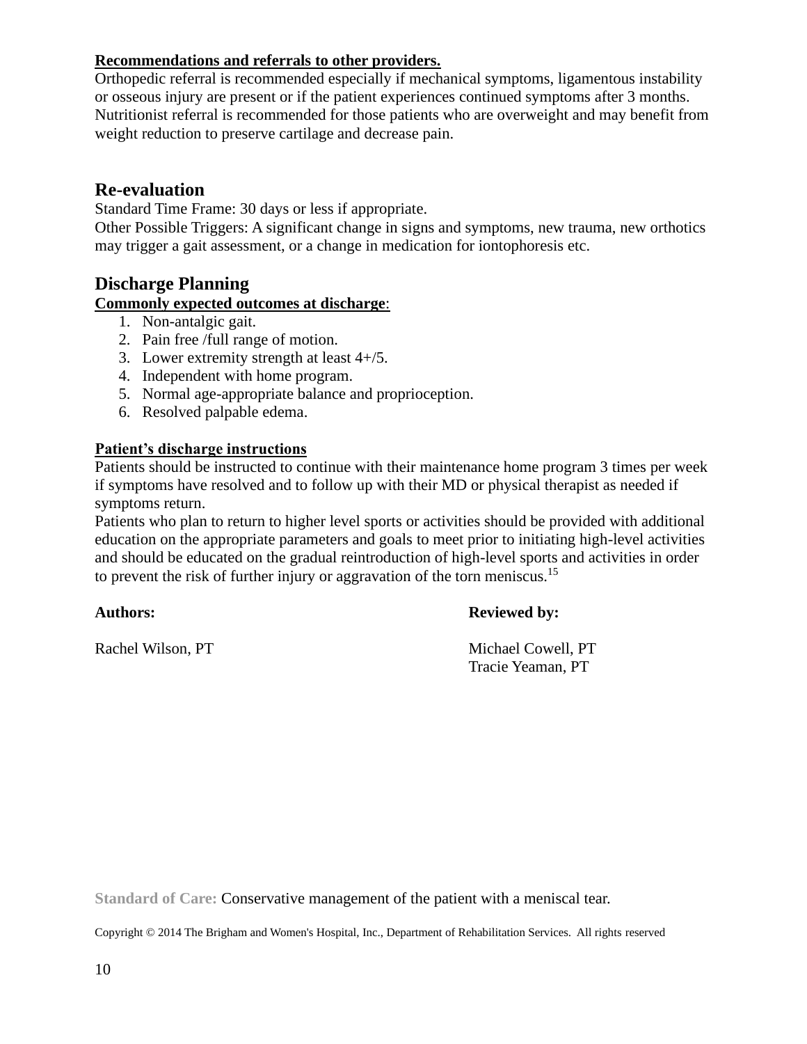**Recommendations and referrals to other providers.**
Orthopedic referral is recommended especially if mechanical symptoms, ligamentous instability or osseous injury are present or if the patient experiences continued symptoms after 3 months. Nutritionist referral is recommended for those patients who are overweight and may benefit from weight reduction to preserve cartilage and decrease pain.

## Re-evaluation

Standard Time Frame: 30 days or less if appropriate.
Other Possible Triggers: A significant change in signs and symptoms, new trauma, new orthotics may trigger a gait assessment, or a change in medication for iontophoresis etc.

## Discharge Planning

**Commonly expected outcomes at discharge**:

1. Non-antalgic gait.
2. Pain free /full range of motion.
3. Lower extremity strength at least 4+/5.
4. Independent with home program.
5. Normal age-appropriate balance and proprioception.
6. Resolved palpable edema.

**Patient's discharge instructions**
Patients should be instructed to continue with their maintenance home program 3 times per week if symptoms have resolved and to follow up with their MD or physical therapist as needed if symptoms return.
Patients who plan to return to higher level sports or activities should be provided with additional education on the appropriate parameters and goals to meet prior to initiating high-level activities and should be educated on the gradual reintroduction of high-level sports and activities in order to prevent the risk of further injury or aggravation of the torn meniscus.[15]

**Authors:**

Rachel Wilson, PT

**Reviewed by:**

Michael Cowell, PT
Tracie Yeaman, PT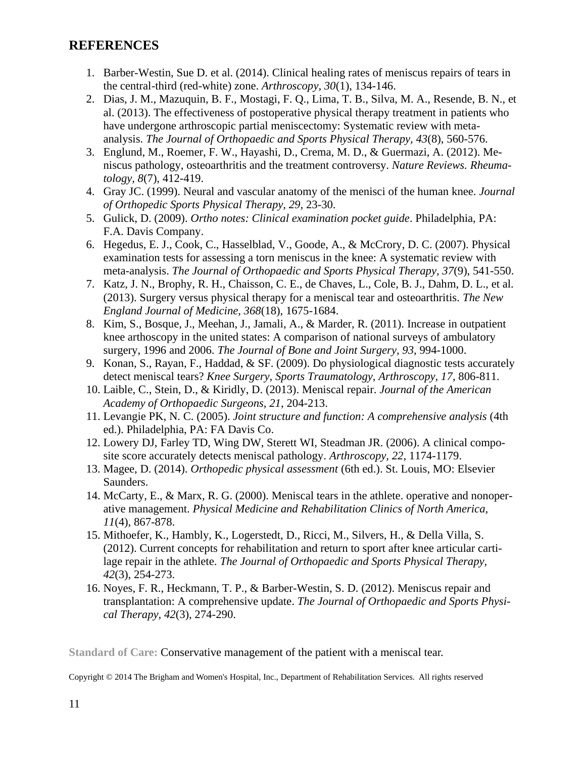## REFERENCES

1. Barber-Westin, Sue D. et al. (2014). Clinical healing rates of meniscus repairs of tears in the central-third (red-white) zone. *Arthroscopy, 30*(1), 134-146.
2. Dias, J. M., Mazuquin, B. F., Mostagi, F. Q., Lima, T. B., Silva, M. A., Resende, B. N., et al. (2013). The effectiveness of postoperative physical therapy treatment in patients who have undergone arthroscopic partial meniscectomy: Systematic review with meta-analysis. *The Journal of Orthopaedic and Sports Physical Therapy, 43*(8), 560-576.
3. Englund, M., Roemer, F. W., Hayashi, D., Crema, M. D., & Guermazi, A. (2012). Meniscus pathology, osteoarthritis and the treatment controversy. *Nature Reviews. Rheumatology, 8*(7), 412-419.
4. Gray JC. (1999). Neural and vascular anatomy of the menisci of the human knee. *Journal of Orthopedic Sports Physical Therapy, 29*, 23-30.
5. Gulick, D. (2009). *Ortho notes: Clinical examination pocket guide*. Philadelphia, PA: F.A. Davis Company.
6. Hegedus, E. J., Cook, C., Hasselblad, V., Goode, A., & McCrory, D. C. (2007). Physical examination tests for assessing a torn meniscus in the knee: A systematic review with meta-analysis. *The Journal of Orthopaedic and Sports Physical Therapy, 37*(9), 541-550.
7. Katz, J. N., Brophy, R. H., Chaisson, C. E., de Chaves, L., Cole, B. J., Dahm, D. L., et al. (2013). Surgery versus physical therapy for a meniscal tear and osteoarthritis. *The New England Journal of Medicine, 368*(18), 1675-1684.
8. Kim, S., Bosque, J., Meehan, J., Jamali, A., & Marder, R. (2011). Increase in outpatient knee arthoscopy in the united states: A comparison of national surveys of ambulatory surgery, 1996 and 2006. *The Journal of Bone and Joint Surgery, 93*, 994-1000.
9. Konan, S., Rayan, F., Haddad, & SF. (2009). Do physiological diagnostic tests accurately detect meniscal tears? *Knee Surgery, Sports Traumatology, Arthroscopy, 17*, 806-811.
10. Laible, C., Stein, D., & Kiridly, D. (2013). Meniscal repair. *Journal of the American Academy of Orthopaedic Surgeons, 21*, 204-213.
11. Levangie PK, N. C. (2005). *Joint structure and function: A comprehensive analysis* (4th ed.). Philadelphia, PA: FA Davis Co.
12. Lowery DJ, Farley TD, Wing DW, Sterett WI, Steadman JR. (2006). A clinical composite score accurately detects meniscal pathology. *Arthroscopy, 22*, 1174-1179.
13. Magee, D. (2014). *Orthopedic physical assessment* (6th ed.). St. Louis, MO: Elsevier Saunders.
14. McCarty, E., & Marx, R. G. (2000). Meniscal tears in the athlete. operative and nonoperative management. *Physical Medicine and Rehabilitation Clinics of North America, 11*(4), 867-878.
15. Mithoefer, K., Hambly, K., Logerstedt, D., Ricci, M., Silvers, H., & Della Villa, S. (2012). Current concepts for rehabilitation and return to sport after knee articular cartilage repair in the athlete. *The Journal of Orthopaedic and Sports Physical Therapy, 42*(3), 254-273.
16. Noyes, F. R., Heckmann, T. P., & Barber-Westin, S. D. (2012). Meniscus repair and transplantation: A comprehensive update. *The Journal of Orthopaedic and Sports Physical Therapy, 42*(3), 274-290.

**Standard of Care:** Conservative management of the patient with a meniscal tear.

Copyright © 2014 The Brigham and Women's Hospital, Inc., Department of Rehabilitation Services. All rights reserved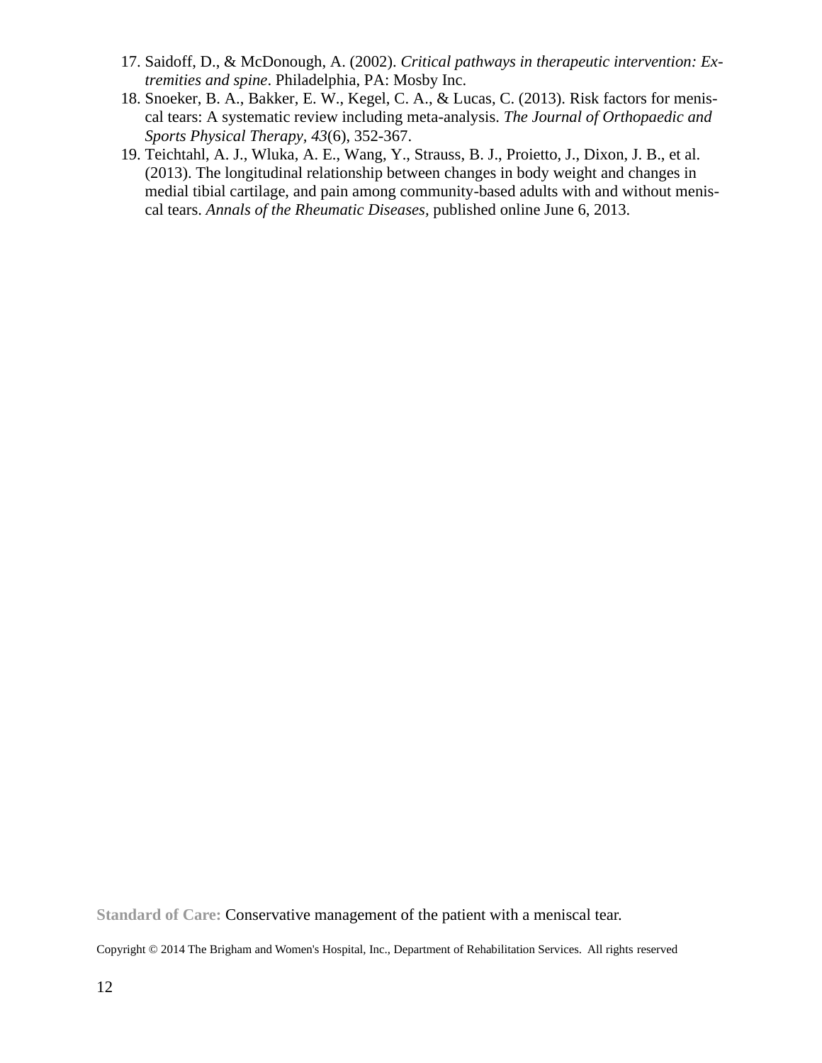17. Saidoff, D., & McDonough, A. (2002). *Critical pathways in therapeutic intervention: Extremities and spine*. Philadelphia, PA: Mosby Inc.
18. Snoeker, B. A., Bakker, E. W., Kegel, C. A., & Lucas, C. (2013). Risk factors for meniscal tears: A systematic review including meta-analysis. *The Journal of Orthopaedic and Sports Physical Therapy*, *43*(6), 352-367.
19. Teichtahl, A. J., Wluka, A. E., Wang, Y., Strauss, B. J., Proietto, J., Dixon, J. B., et al. (2013). The longitudinal relationship between changes in body weight and changes in medial tibial cartilage, and pain among community-based adults with and without meniscal tears. *Annals of the Rheumatic Diseases*, published online June 6, 2013.